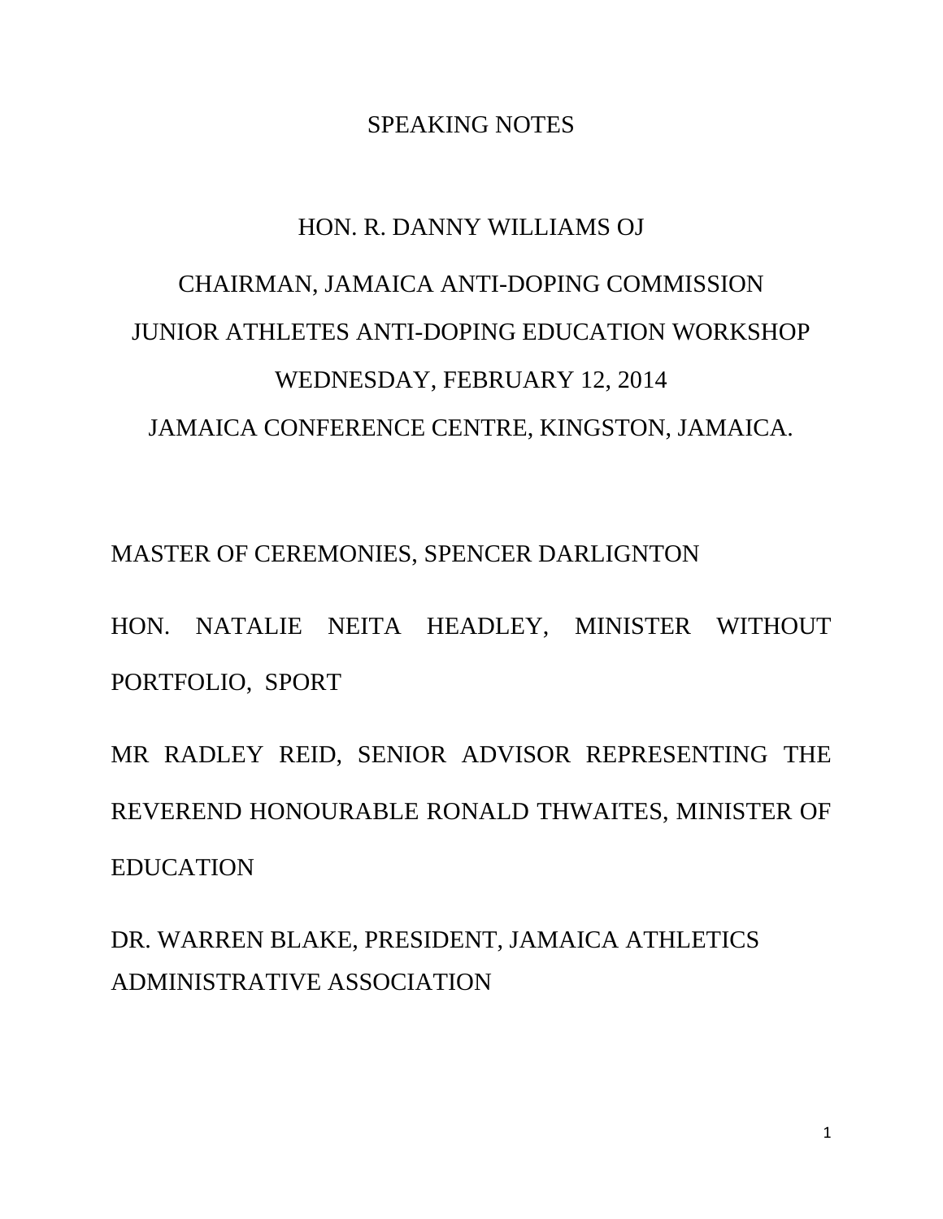SPEAKING NOTES

HON. R. DANNY WILLIAMS OJ

CHAIRMAN, JAMAICA ANTI-DOPING COMMISSION

JUNIOR ATHLETES ANTI-DOPING EDUCATION WORKSHOP

WEDNESDAY, FEBRUARY 12, 2014

JAMAICA CONFERENCE CENTRE, KINGSTON, JAMAICA.

MASTER OF CEREMONIES, SPENCER DARLIGNTON

HON. NATALIE NEITA HEADLEY, MINISTER WITHOUT PORTFOLIO, SPORT

MR RADLEY REID, SENIOR ADVISOR REPRESENTING THE REVEREND HONOURABLE RONALD THWAITES, MINISTER OF EDUCATION

DR. WARREN BLAKE, PRESIDENT, JAMAICA ATHLETICS ADMINISTRATIVE ASSOCIATION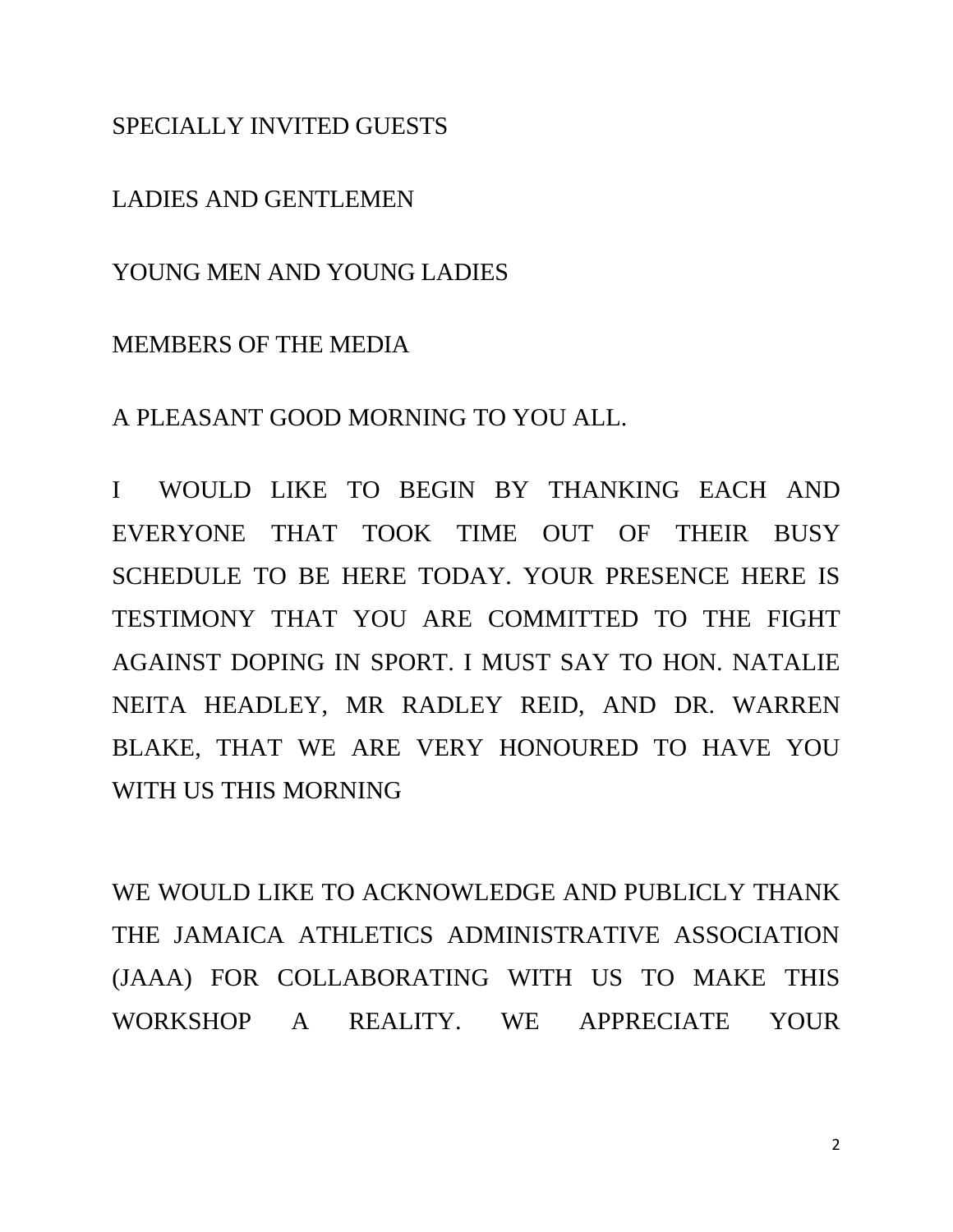SPECIALLY INVITED GUESTS

LADIES AND GENTLEMEN

YOUNG MEN AND YOUNG LADIES

MEMBERS OF THE MEDIA

A PLEASANT GOOD MORNING TO YOU ALL.

I WOULD LIKE TO BEGIN BY THANKING EACH AND EVERYONE THAT TOOK TIME OUT OF THEIR BUSY SCHEDULE TO BE HERE TODAY. YOUR PRESENCE HERE IS TESTIMONY THAT YOU ARE COMMITTED TO THE FIGHT AGAINST DOPING IN SPORT. I MUST SAY TO HON. NATALIE NEITA HEADLEY, MR RADLEY REID, AND DR. WARREN BLAKE, THAT WE ARE VERY HONOURED TO HAVE YOU WITH US THIS MORNING

WE WOULD LIKE TO ACKNOWLEDGE AND PUBLICLY THANK THE JAMAICA ATHLETICS ADMINISTRATIVE ASSOCIATION (JAAA) FOR COLLABORATING WITH US TO MAKE THIS WORKSHOP A REALITY. WE APPRECIATE YOUR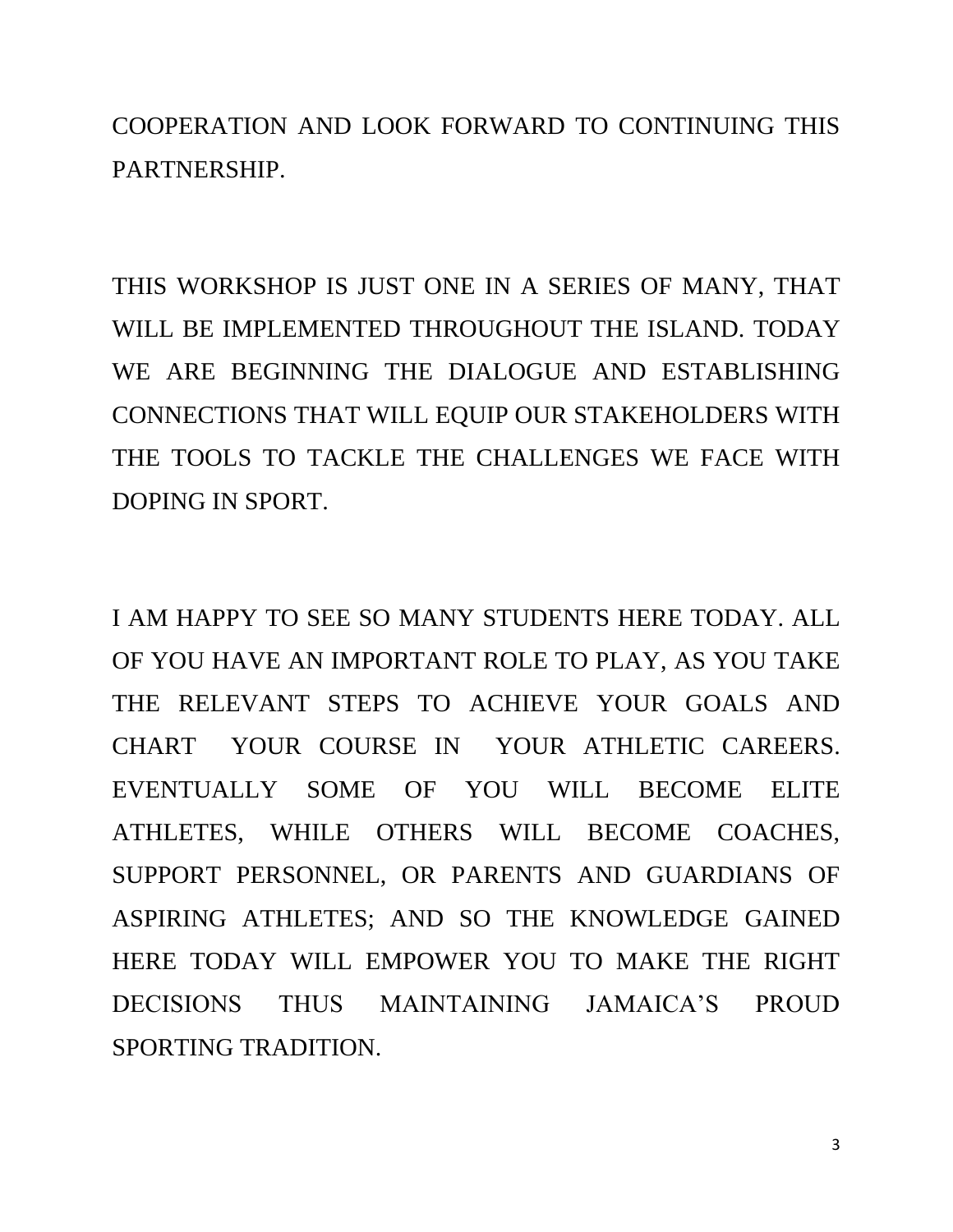COOPERATION AND LOOK FORWARD TO CONTINUING THIS PARTNERSHIP.

THIS WORKSHOP IS JUST ONE IN A SERIES OF MANY, THAT WILL BE IMPLEMENTED THROUGHOUT THE ISLAND. TODAY WE ARE BEGINNING THE DIALOGUE AND ESTABLISHING CONNECTIONS THAT WILL EQUIP OUR STAKEHOLDERS WITH THE TOOLS TO TACKLE THE CHALLENGES WE FACE WITH DOPING IN SPORT.

I AM HAPPY TO SEE SO MANY STUDENTS HERE TODAY. ALL OF YOU HAVE AN IMPORTANT ROLE TO PLAY, AS YOU TAKE THE RELEVANT STEPS TO ACHIEVE YOUR GOALS AND CHART YOUR COURSE IN YOUR ATHLETIC CAREERS. EVENTUALLY SOME OF YOU WILL BECOME ELITE ATHLETES, WHILE OTHERS WILL BECOME COACHES, SUPPORT PERSONNEL, OR PARENTS AND GUARDIANS OF ASPIRING ATHLETES; AND SO THE KNOWLEDGE GAINED HERE TODAY WILL EMPOWER YOU TO MAKE THE RIGHT DECISIONS THUS MAINTAINING JAMAICA'S PROUD SPORTING TRADITION.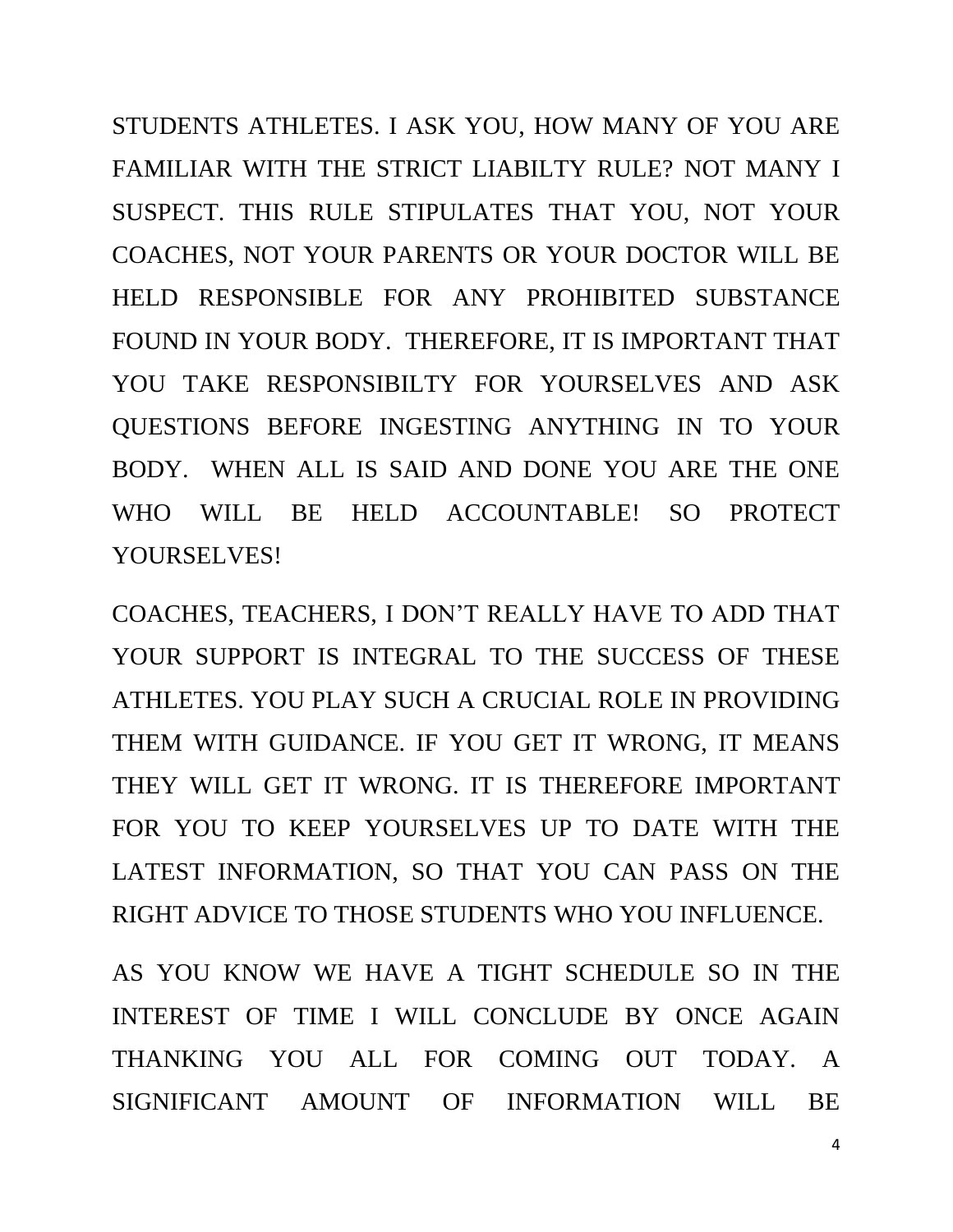STUDENTS ATHLETES. I ASK YOU, HOW MANY OF YOU ARE FAMILIAR WITH THE STRICT LIABILTY RULE? NOT MANY I SUSPECT. THIS RULE STIPULATES THAT YOU, NOT YOUR COACHES, NOT YOUR PARENTS OR YOUR DOCTOR WILL BE HELD RESPONSIBLE FOR ANY PROHIBITED SUBSTANCE FOUND IN YOUR BODY. THEREFORE, IT IS IMPORTANT THAT YOU TAKE RESPONSIBILTY FOR YOURSELVES AND ASK QUESTIONS BEFORE INGESTING ANYTHING IN TO YOUR BODY. WHEN ALL IS SAID AND DONE YOU ARE THE ONE WHO WILL BE HELD ACCOUNTABLE! SO PROTECT YOURSELVES!

COACHES, TEACHERS, I DON'T REALLY HAVE TO ADD THAT YOUR SUPPORT IS INTEGRAL TO THE SUCCESS OF THESE ATHLETES. YOU PLAY SUCH A CRUCIAL ROLE IN PROVIDING THEM WITH GUIDANCE. IF YOU GET IT WRONG, IT MEANS THEY WILL GET IT WRONG. IT IS THEREFORE IMPORTANT FOR YOU TO KEEP YOURSELVES UP TO DATE WITH THE LATEST INFORMATION, SO THAT YOU CAN PASS ON THE RIGHT ADVICE TO THOSE STUDENTS WHO YOU INFLUENCE.

AS YOU KNOW WE HAVE A TIGHT SCHEDULE SO IN THE INTEREST OF TIME I WILL CONCLUDE BY ONCE AGAIN THANKING YOU ALL FOR COMING OUT TODAY. A SIGNIFICANT AMOUNT OF INFORMATION WILL BE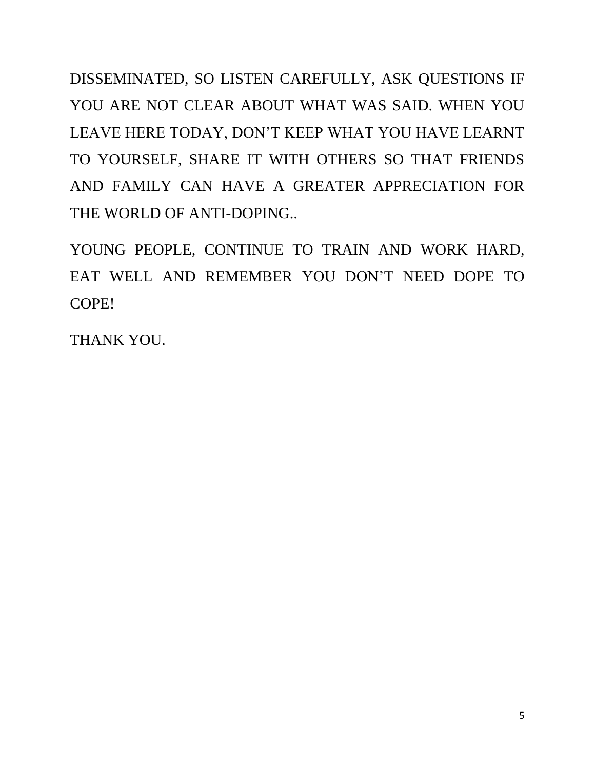DISSEMINATED, SO LISTEN CAREFULLY, ASK QUESTIONS IF YOU ARE NOT CLEAR ABOUT WHAT WAS SAID. WHEN YOU LEAVE HERE TODAY, DON'T KEEP WHAT YOU HAVE LEARNT TO YOURSELF, SHARE IT WITH OTHERS SO THAT FRIENDS AND FAMILY CAN HAVE A GREATER APPRECIATION FOR THE WORLD OF ANTI-DOPING..

YOUNG PEOPLE, CONTINUE TO TRAIN AND WORK HARD, EAT WELL AND REMEMBER YOU DON'T NEED DOPE TO COPE!

THANK YOU.